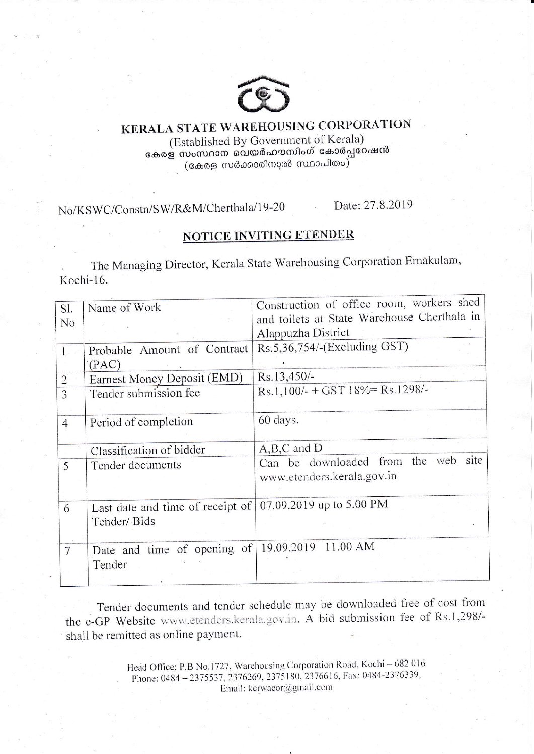# KERALA STATE WAREHOUSING CORPORATION

(Established By Government of Kerala)

കേരള സംസ്ഥാന വെയർഹൗസിംഗ് കോർപ്പറേഷൻ

(കേരള സർക്കാരിനാൽ സ്ഥാപിതം)

No/KSWC/Constn/SW/R&M/Cherthala/19-20 Date: 27.8.2019

## NOTICE INVITING ETENDER

The Managing Director, Kerala State Warehousing Corporation Ernakulam, Kochi-16.

| Sl. No | Name of Work | Construction of office room, workers shed and toilets at State Warehouse Cherthala in Alappuzha District |
|---|---|---|
| 1 | Probable Amount of Contract (PAC) | Rs.5,36,754/-(Excluding GST) |
| 2 | Earnest Money Deposit (EMD) | Rs.13,450/- |
| 3 | Tender submission fee | Rs.1,100/- + GST 18%= Rs.1298/- |
| 4 | Period of completion | 60 days. |
| | Classification of bidder | A,B,C and D |
| 5 | Tender documents | Can be downloaded from the web site www.etenders.kerala.gov.in |
| 6 | Last date and time of receipt of Tender/ Bids | 07.09.2019 up to 5.00 PM |
| 7 | Date and time of opening of Tender | 19.09.2019 11.00 AM |

Tender documents and tender schedule may be downloaded free of cost from the e-GP Website www.etenders.kerala.gov.in. A bid submission fee of Rs.1,298/- shall be remitted as online payment.

Head Office: P.B No.1727, Warehousing Corporation Road, Kochi – 682 016
Phone: 0484 – 2375537, 2376269, 2375180, 2376616, Fax: 0484-2376339,
Email: kerwacor@gmail.com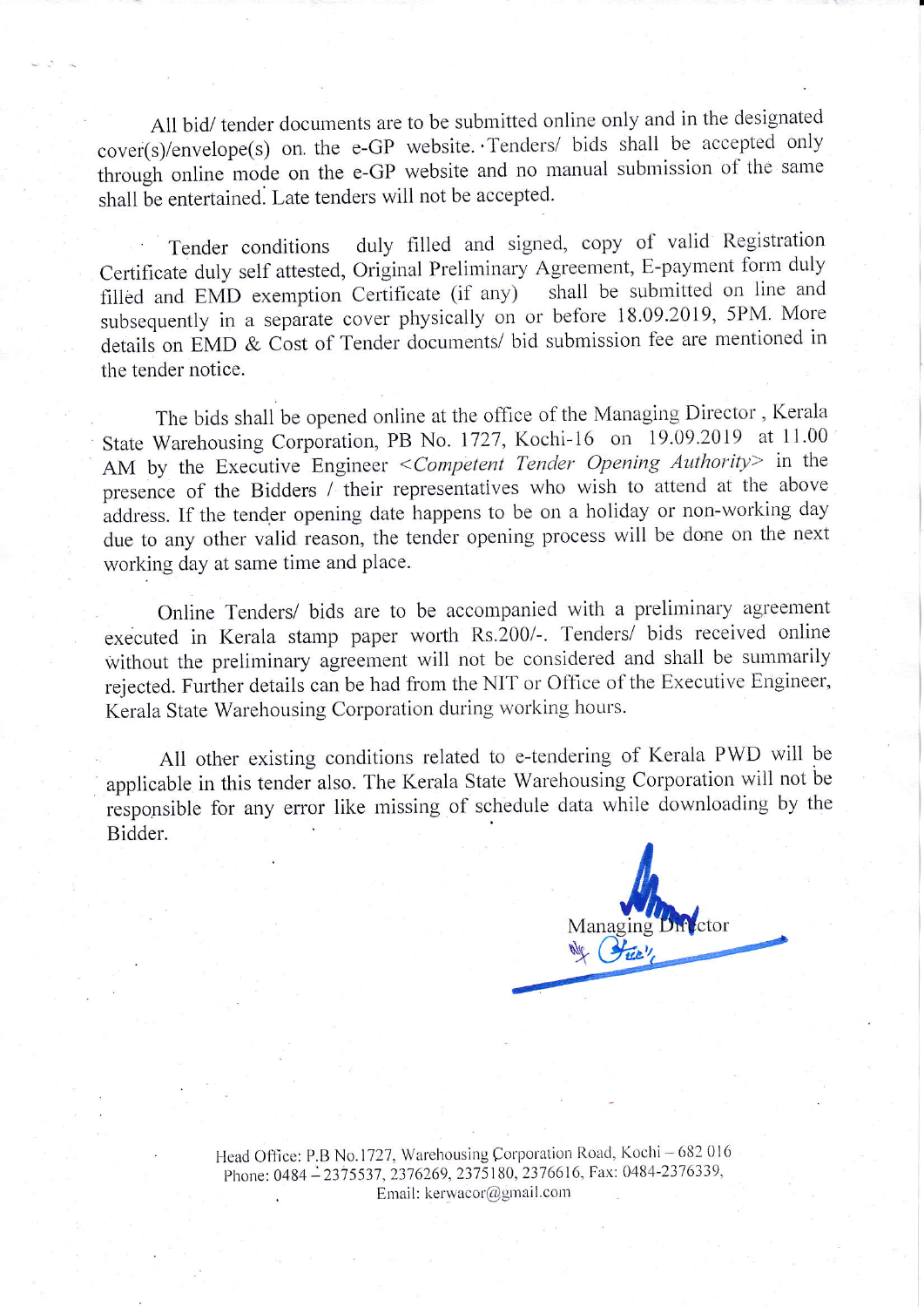All bid/ tender documents are to be submitted online only and in the designated cover(s)/envelope(s) on the e-GP website. Tenders/ bids shall be accepted only through online mode on the e-GP website and no manual submission of the same shall be entertained. Late tenders will not be accepted.

Tender conditions duly filled and signed, copy of valid Registration Certificate duly self attested, Original Preliminary Agreement, E-payment form duly filled and EMD exemption Certificate (if any) shall be submitted on line and subsequently in a separate cover physically on or before 18.09.2019, 5PM. More details on EMD & Cost of Tender documents/ bid submission fee are mentioned in the tender notice.

The bids shall be opened online at the office of the Managing Director , Kerala State Warehousing Corporation, PB No. 1727, Kochi-16 on 19.09.2019 at 11.00 AM by the Executive Engineer *<Competent Tender Opening Authority>* in the presence of the Bidders / their representatives who wish to attend at the above address. If the tender opening date happens to be on a holiday or non-working day due to any other valid reason, the tender opening process will be done on the next working day at same time and place.

Online Tenders/ bids are to be accompanied with a preliminary agreement executed in Kerala stamp paper worth Rs.200/-. Tenders/ bids received online without the preliminary agreement will not be considered and shall be summarily rejected. Further details can be had from the NIT or Office of the Executive Engineer, Kerala State Warehousing Corporation during working hours.

All other existing conditions related to e-tendering of Kerala PWD will be applicable in this tender also. The Kerala State Warehousing Corporation will not be responsible for any error like missing of schedule data while downloading by the Bidder.

Managing Director

Head Office: P.B No.1727, Warehousing Corporation Road, Kochi – 682 016
Phone: 0484 – 2375537, 2376269, 2375180, 2376616, Fax: 0484-2376339,
Email: kerwacor@gmail.com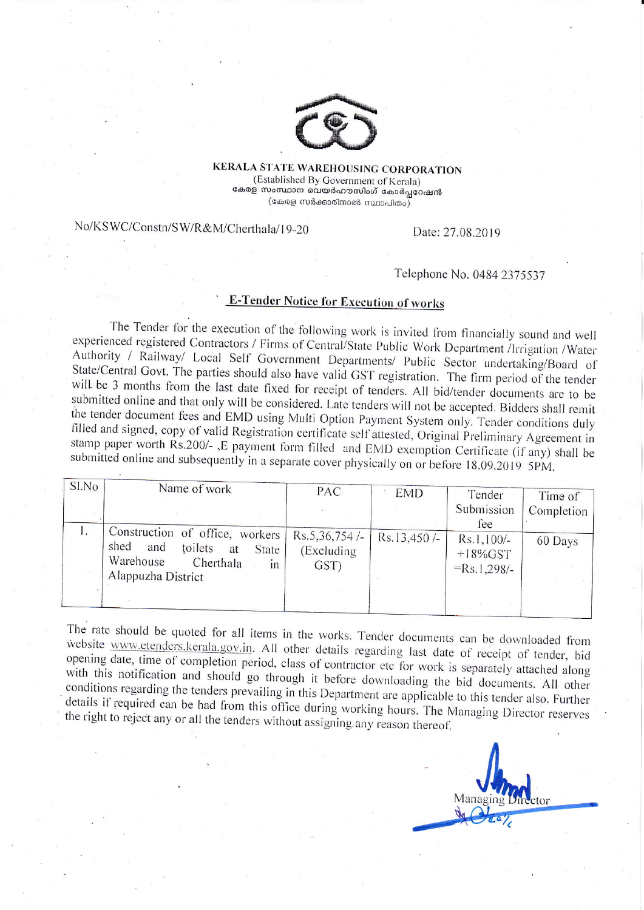**KERALA STATE WAREHOUSING CORPORATION**

(Established By Government of Kerala)

കേരള സംസ്ഥാന വെയർഹൗസിംഗ് കോർപ്പറേഷൻ

(കേരള സർക്കാരിനാൽ സ്ഥാപിതം)

No/KSWC/Constn/SW/R&M/Cherthala/19-20

Date: 27.08.2019

Telephone No. 0484 2375537

## E-Tender Notice for Execution of works

The Tender for the execution of the following work is invited from financially sound and well experienced registered Contractors / Firms of Central/State Public Work Department /Irrigation /Water Authority / Railway/ Local Self Government Departments/ Public Sector undertaking/Board of State/Central Govt. The parties should also have valid GST registration. The firm period of the tender will be 3 months from the last date fixed for receipt of tenders. All bid/tender documents are to be submitted online and that only will be considered. Late tenders will not be accepted. Bidders shall remit the tender document fees and EMD using Multi Option Payment System only. Tender conditions duly filled and signed, copy of valid Registration certificate self attested, Original Preliminary Agreement in stamp paper worth Rs.200/- ,E payment form filled and EMD exemption Certificate (if any) shall be submitted online and subsequently in a separate cover physically on or before 18.09.2019 5PM.

| Sl.No | Name of work | PAC | EMD | Tender Submission fee | Time of Completion |
|---|---|---|---|---|---|
| 1. | Construction of office, workers shed and toilets at State Warehouse Cherthala in Alappuzha District | Rs.5,36,754 /- (Excluding GST) | Rs.13,450 /- | Rs.1,100/- +18%GST =Rs.1,298/- | 60 Days |

The rate should be quoted for all items in the works. Tender documents can be downloaded from website www.etenders.kerala.gov.in. All other details regarding last date of receipt of tender, bid opening date, time of completion period, class of contractor etc for work is separately attached along with this notification and should go through it before downloading the bid documents. All other conditions regarding the tenders prevailing in this Department are applicable to this tender also. Further details if required can be had from this office during working hours. The Managing Director reserves the right to reject any or all the tenders without assigning any reason thereof.

Managing Director